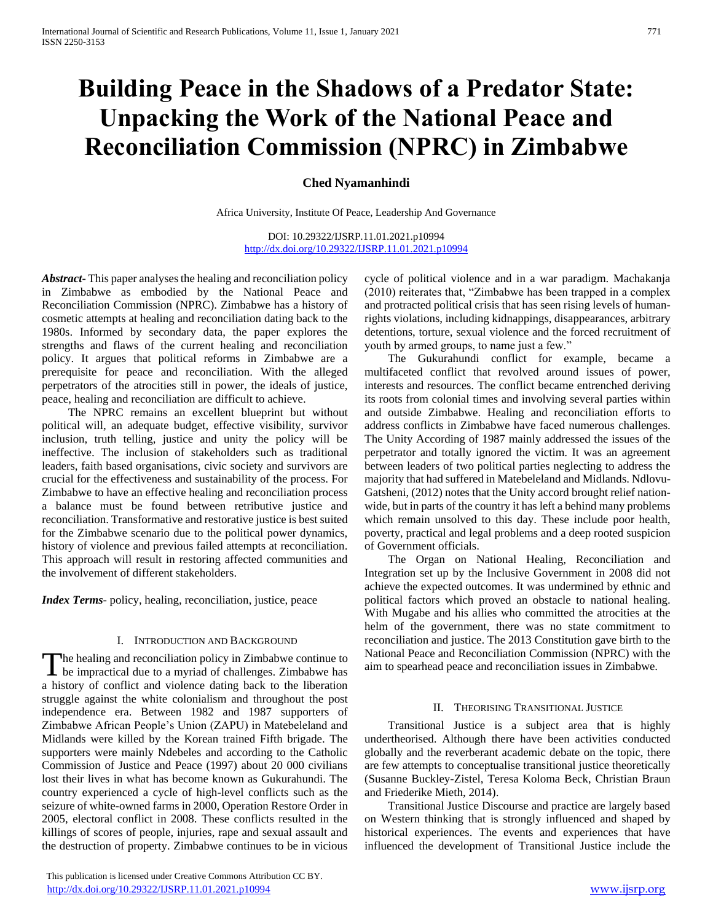# Building Peace in the Shadows of a Predator State: Unpacking the Work of the National Peace and Reconciliation Commission (NPRC) in Zimbabwe

**Ched Nyamanhindi**

Africa University, Institute Of Peace, Leadership And Governance

DOI: 10.29322/IJSRP.11.01.2021.p10994
http://dx.doi.org/10.29322/IJSRP.11.01.2021.p10994

***Abstract***- This paper analyses the healing and reconciliation policy in Zimbabwe as embodied by the National Peace and Reconciliation Commission (NPRC). Zimbabwe has a history of cosmetic attempts at healing and reconciliation dating back to the 1980s. Informed by secondary data, the paper explores the strengths and flaws of the current healing and reconciliation policy. It argues that political reforms in Zimbabwe are a prerequisite for peace and reconciliation. With the alleged perpetrators of the atrocities still in power, the ideals of justice, peace, healing and reconciliation are difficult to achieve.

The NPRC remains an excellent blueprint but without political will, an adequate budget, effective visibility, survivor inclusion, truth telling, justice and unity the policy will be ineffective. The inclusion of stakeholders such as traditional leaders, faith based organisations, civic society and survivors are crucial for the effectiveness and sustainability of the process. For Zimbabwe to have an effective healing and reconciliation process a balance must be found between retributive justice and reconciliation. Transformative and restorative justice is best suited for the Zimbabwe scenario due to the political power dynamics, history of violence and previous failed attempts at reconciliation. This approach will result in restoring affected communities and the involvement of different stakeholders.

***Index Terms***- policy, healing, reconciliation, justice, peace

## I. Introduction and Background

The healing and reconciliation policy in Zimbabwe continue to be impractical due to a myriad of challenges. Zimbabwe has a history of conflict and violence dating back to the liberation struggle against the white colonialism and throughout the post independence era. Between 1982 and 1987 supporters of Zimbabwe African People's Union (ZAPU) in Matebeleland and Midlands were killed by the Korean trained Fifth brigade. The supporters were mainly Ndebeles and according to the Catholic Commission of Justice and Peace (1997) about 20 000 civilians lost their lives in what has become known as Gukurahundi. The country experienced a cycle of high-level conflicts such as the seizure of white-owned farms in 2000, Operation Restore Order in 2005, electoral conflict in 2008. These conflicts resulted in the killings of scores of people, injuries, rape and sexual assault and the destruction of property. Zimbabwe continues to be in vicious cycle of political violence and in a war paradigm. Machakanja (2010) reiterates that, "Zimbabwe has been trapped in a complex and protracted political crisis that has seen rising levels of human-rights violations, including kidnappings, disappearances, arbitrary detentions, torture, sexual violence and the forced recruitment of youth by armed groups, to name just a few."

The Gukurahundi conflict for example, became a multifaceted conflict that revolved around issues of power, interests and resources. The conflict became entrenched deriving its roots from colonial times and involving several parties within and outside Zimbabwe. Healing and reconciliation efforts to address conflicts in Zimbabwe have faced numerous challenges. The Unity According of 1987 mainly addressed the issues of the perpetrator and totally ignored the victim. It was an agreement between leaders of two political parties neglecting to address the majority that had suffered in Matebeleland and Midlands. Ndlovu-Gatsheni, (2012) notes that the Unity accord brought relief nation-wide, but in parts of the country it has left a behind many problems which remain unsolved to this day. These include poor health, poverty, practical and legal problems and a deep rooted suspicion of Government officials.

The Organ on National Healing, Reconciliation and Integration set up by the Inclusive Government in 2008 did not achieve the expected outcomes. It was undermined by ethnic and political factors which proved an obstacle to national healing. With Mugabe and his allies who committed the atrocities at the helm of the government, there was no state commitment to reconciliation and justice. The 2013 Constitution gave birth to the National Peace and Reconciliation Commission (NPRC) with the aim to spearhead peace and reconciliation issues in Zimbabwe.

## II. Theorising Transitional Justice

Transitional Justice is a subject area that is highly undertheorised. Although there have been activities conducted globally and the reverberant academic debate on the topic, there are few attempts to conceptualise transitional justice theoretically (Susanne Buckley-Zistel, Teresa Koloma Beck, Christian Braun and Friederike Mieth, 2014).

Transitional Justice Discourse and practice are largely based on Western thinking that is strongly influenced and shaped by historical experiences. The events and experiences that have influenced the development of Transitional Justice include the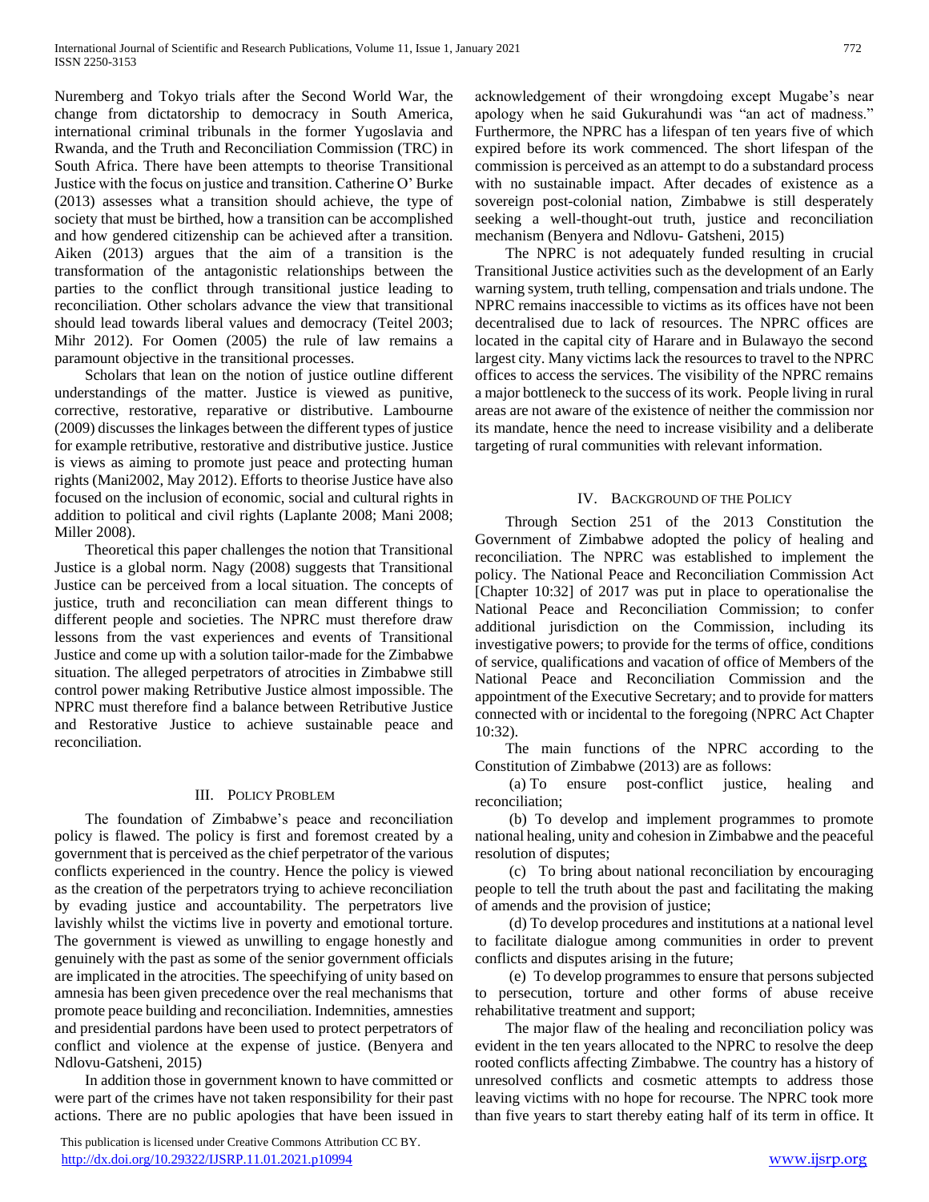Nuremberg and Tokyo trials after the Second World War, the change from dictatorship to democracy in South America, international criminal tribunals in the former Yugoslavia and Rwanda, and the Truth and Reconciliation Commission (TRC) in South Africa. There have been attempts to theorise Transitional Justice with the focus on justice and transition. Catherine O' Burke (2013) assesses what a transition should achieve, the type of society that must be birthed, how a transition can be accomplished and how gendered citizenship can be achieved after a transition. Aiken (2013) argues that the aim of a transition is the transformation of the antagonistic relationships between the parties to the conflict through transitional justice leading to reconciliation. Other scholars advance the view that transitional should lead towards liberal values and democracy (Teitel 2003; Mihr 2012). For Oomen (2005) the rule of law remains a paramount objective in the transitional processes.

Scholars that lean on the notion of justice outline different understandings of the matter. Justice is viewed as punitive, corrective, restorative, reparative or distributive. Lambourne (2009) discusses the linkages between the different types of justice for example retributive, restorative and distributive justice. Justice is views as aiming to promote just peace and protecting human rights (Mani2002, May 2012). Efforts to theorise Justice have also focused on the inclusion of economic, social and cultural rights in addition to political and civil rights (Laplante 2008; Mani 2008; Miller 2008).

Theoretical this paper challenges the notion that Transitional Justice is a global norm. Nagy (2008) suggests that Transitional Justice can be perceived from a local situation. The concepts of justice, truth and reconciliation can mean different things to different people and societies. The NPRC must therefore draw lessons from the vast experiences and events of Transitional Justice and come up with a solution tailor-made for the Zimbabwe situation. The alleged perpetrators of atrocities in Zimbabwe still control power making Retributive Justice almost impossible. The NPRC must therefore find a balance between Retributive Justice and Restorative Justice to achieve sustainable peace and reconciliation.

## III. Policy Problem

The foundation of Zimbabwe's peace and reconciliation policy is flawed. The policy is first and foremost created by a government that is perceived as the chief perpetrator of the various conflicts experienced in the country. Hence the policy is viewed as the creation of the perpetrators trying to achieve reconciliation by evading justice and accountability. The perpetrators live lavishly whilst the victims live in poverty and emotional torture. The government is viewed as unwilling to engage honestly and genuinely with the past as some of the senior government officials are implicated in the atrocities. The speechifying of unity based on amnesia has been given precedence over the real mechanisms that promote peace building and reconciliation. Indemnities, amnesties and presidential pardons have been used to protect perpetrators of conflict and violence at the expense of justice. (Benyera and Ndlovu-Gatsheni, 2015)

In addition those in government known to have committed or were part of the crimes have not taken responsibility for their past actions. There are no public apologies that have been issued in acknowledgement of their wrongdoing except Mugabe's near apology when he said Gukurahundi was "an act of madness." Furthermore, the NPRC has a lifespan of ten years five of which expired before its work commenced. The short lifespan of the commission is perceived as an attempt to do a substandard process with no sustainable impact. After decades of existence as a sovereign post-colonial nation, Zimbabwe is still desperately seeking a well-thought-out truth, justice and reconciliation mechanism (Benyera and Ndlovu- Gatsheni, 2015)

The NPRC is not adequately funded resulting in crucial Transitional Justice activities such as the development of an Early warning system, truth telling, compensation and trials undone. The NPRC remains inaccessible to victims as its offices have not been decentralised due to lack of resources. The NPRC offices are located in the capital city of Harare and in Bulawayo the second largest city. Many victims lack the resources to travel to the NPRC offices to access the services. The visibility of the NPRC remains a major bottleneck to the success of its work. People living in rural areas are not aware of the existence of neither the commission nor its mandate, hence the need to increase visibility and a deliberate targeting of rural communities with relevant information.

## IV. Background of the Policy

Through Section 251 of the 2013 Constitution the Government of Zimbabwe adopted the policy of healing and reconciliation. The NPRC was established to implement the policy. The National Peace and Reconciliation Commission Act [Chapter 10:32] of 2017 was put in place to operationalise the National Peace and Reconciliation Commission; to confer additional jurisdiction on the Commission, including its investigative powers; to provide for the terms of office, conditions of service, qualifications and vacation of office of Members of the National Peace and Reconciliation Commission and the appointment of the Executive Secretary; and to provide for matters connected with or incidental to the foregoing (NPRC Act Chapter 10:32).

The main functions of the NPRC according to the Constitution of Zimbabwe (2013) are as follows:

(a) To ensure post-conflict justice, healing and reconciliation;

(b) To develop and implement programmes to promote national healing, unity and cohesion in Zimbabwe and the peaceful resolution of disputes;

(c) To bring about national reconciliation by encouraging people to tell the truth about the past and facilitating the making of amends and the provision of justice;

(d) To develop procedures and institutions at a national level to facilitate dialogue among communities in order to prevent conflicts and disputes arising in the future;

(e) To develop programmes to ensure that persons subjected to persecution, torture and other forms of abuse receive rehabilitative treatment and support;

The major flaw of the healing and reconciliation policy was evident in the ten years allocated to the NPRC to resolve the deep rooted conflicts affecting Zimbabwe. The country has a history of unresolved conflicts and cosmetic attempts to address those leaving victims with no hope for recourse. The NPRC took more than five years to start thereby eating half of its term in office. It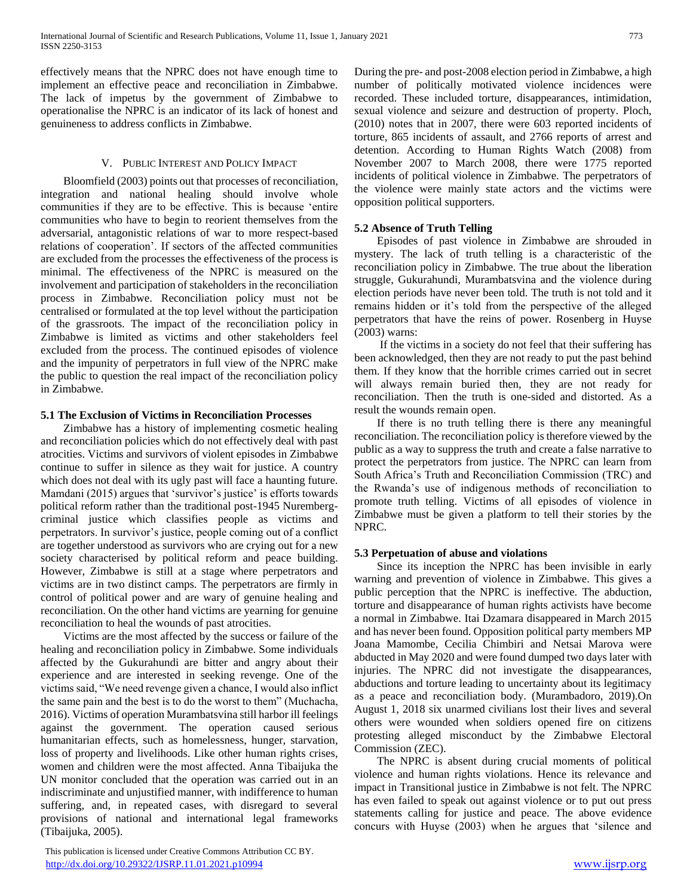effectively means that the NPRC does not have enough time to implement an effective peace and reconciliation in Zimbabwe. The lack of impetus by the government of Zimbabwe to operationalise the NPRC is an indicator of its lack of honest and genuineness to address conflicts in Zimbabwe.

## V. Public Interest and Policy Impact

Bloomfield (2003) points out that processes of reconciliation, integration and national healing should involve whole communities if they are to be effective. This is because 'entire communities who have to begin to reorient themselves from the adversarial, antagonistic relations of war to more respect-based relations of cooperation'. If sectors of the affected communities are excluded from the processes the effectiveness of the process is minimal. The effectiveness of the NPRC is measured on the involvement and participation of stakeholders in the reconciliation process in Zimbabwe. Reconciliation policy must not be centralised or formulated at the top level without the participation of the grassroots. The impact of the reconciliation policy in Zimbabwe is limited as victims and other stakeholders feel excluded from the process. The continued episodes of violence and the impunity of perpetrators in full view of the NPRC make the public to question the real impact of the reconciliation policy in Zimbabwe.

### 5.1 The Exclusion of Victims in Reconciliation Processes

Zimbabwe has a history of implementing cosmetic healing and reconciliation policies which do not effectively deal with past atrocities. Victims and survivors of violent episodes in Zimbabwe continue to suffer in silence as they wait for justice. A country which does not deal with its ugly past will face a haunting future. Mamdani (2015) argues that 'survivor's justice' is efforts towards political reform rather than the traditional post-1945 Nuremberg-criminal justice which classifies people as victims and perpetrators. In survivor's justice, people coming out of a conflict are together understood as survivors who are crying out for a new society characterised by political reform and peace building. However, Zimbabwe is still at a stage where perpetrators and victims are in two distinct camps. The perpetrators are firmly in control of political power and are wary of genuine healing and reconciliation. On the other hand victims are yearning for genuine reconciliation to heal the wounds of past atrocities.

Victims are the most affected by the success or failure of the healing and reconciliation policy in Zimbabwe. Some individuals affected by the Gukurahundi are bitter and angry about their experience and are interested in seeking revenge. One of the victims said, "We need revenge given a chance, I would also inflict the same pain and the best is to do the worst to them" (Muchacha, 2016). Victims of operation Murambatsvina still harbor ill feelings against the government. The operation caused serious humanitarian effects, such as homelessness, hunger, starvation, loss of property and livelihoods. Like other human rights crises, women and children were the most affected. Anna Tibaijuka the UN monitor concluded that the operation was carried out in an indiscriminate and unjustified manner, with indifference to human suffering, and, in repeated cases, with disregard to several provisions of national and international legal frameworks (Tibaijuka, 2005).

During the pre- and post-2008 election period in Zimbabwe, a high number of politically motivated violence incidences were recorded. These included torture, disappearances, intimidation, sexual violence and seizure and destruction of property. Ploch, (2010) notes that in 2007, there were 603 reported incidents of torture, 865 incidents of assault, and 2766 reports of arrest and detention. According to Human Rights Watch (2008) from November 2007 to March 2008, there were 1775 reported incidents of political violence in Zimbabwe. The perpetrators of the violence were mainly state actors and the victims were opposition political supporters.

### 5.2 Absence of Truth Telling

Episodes of past violence in Zimbabwe are shrouded in mystery. The lack of truth telling is a characteristic of the reconciliation policy in Zimbabwe. The true about the liberation struggle, Gukurahundi, Murambatsvina and the violence during election periods have never been told. The truth is not told and it remains hidden or it's told from the perspective of the alleged perpetrators that have the reins of power. Rosenberg in Huyse (2003) warns:

If the victims in a society do not feel that their suffering has been acknowledged, then they are not ready to put the past behind them. If they know that the horrible crimes carried out in secret will always remain buried then, they are not ready for reconciliation. Then the truth is one-sided and distorted. As a result the wounds remain open.

If there is no truth telling there is there any meaningful reconciliation. The reconciliation policy is therefore viewed by the public as a way to suppress the truth and create a false narrative to protect the perpetrators from justice. The NPRC can learn from South Africa's Truth and Reconciliation Commission (TRC) and the Rwanda's use of indigenous methods of reconciliation to promote truth telling. Victims of all episodes of violence in Zimbabwe must be given a platform to tell their stories by the NPRC.

### 5.3 Perpetuation of abuse and violations

Since its inception the NPRC has been invisible in early warning and prevention of violence in Zimbabwe. This gives a public perception that the NPRC is ineffective. The abduction, torture and disappearance of human rights activists have become a normal in Zimbabwe. Itai Dzamara disappeared in March 2015 and has never been found. Opposition political party members MP Joana Mamombe, Cecilia Chimbiri and Netsai Marova were abducted in May 2020 and were found dumped two days later with injuries. The NPRC did not investigate the disappearances, abductions and torture leading to uncertainty about its legitimacy as a peace and reconciliation body. (Murambadoro, 2019).On August 1, 2018 six unarmed civilians lost their lives and several others were wounded when soldiers opened fire on citizens protesting alleged misconduct by the Zimbabwe Electoral Commission (ZEC).

The NPRC is absent during crucial moments of political violence and human rights violations. Hence its relevance and impact in Transitional justice in Zimbabwe is not felt. The NPRC has even failed to speak out against violence or to put out press statements calling for justice and peace. The above evidence concurs with Huyse (2003) when he argues that 'silence and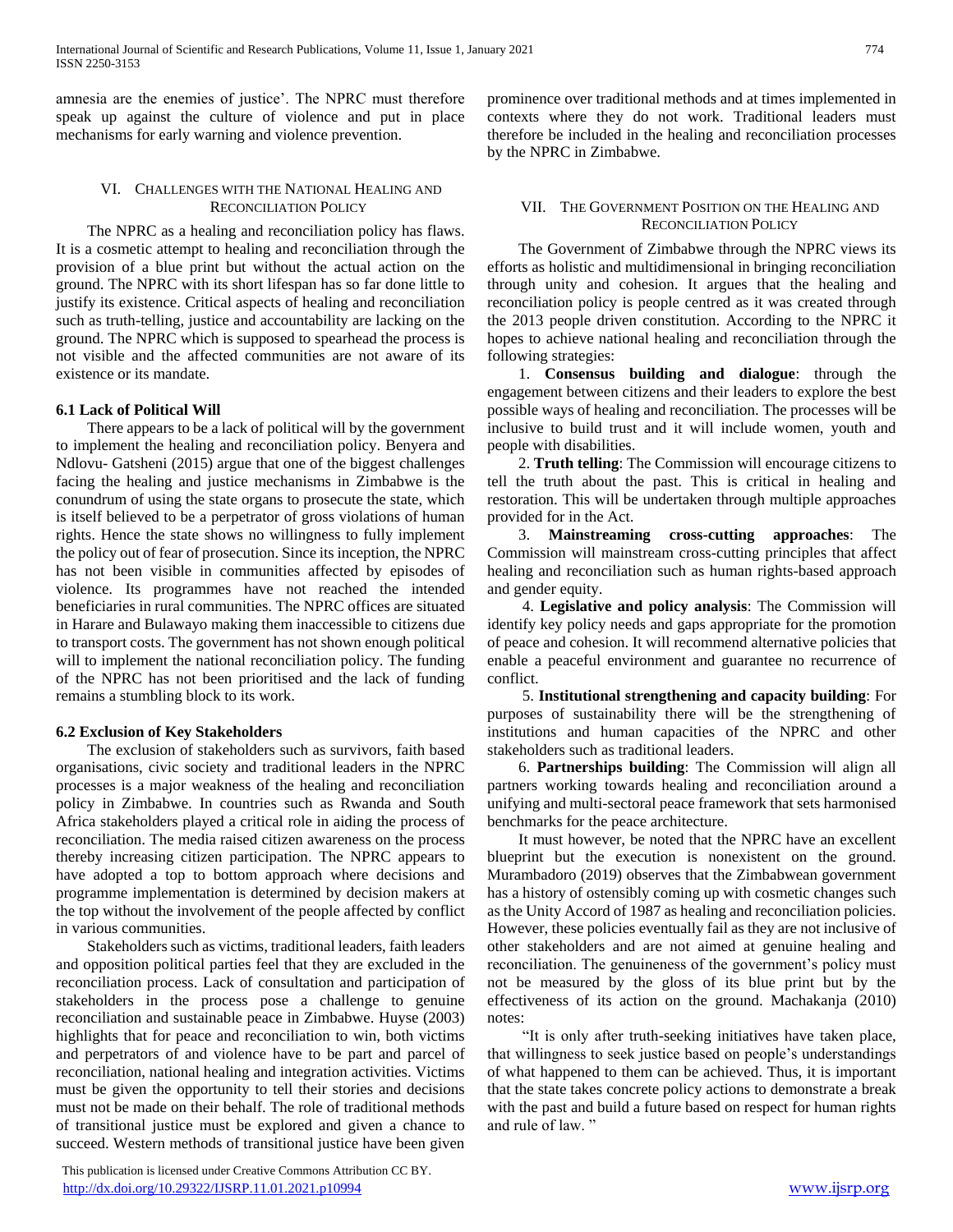amnesia are the enemies of justice'. The NPRC must therefore speak up against the culture of violence and put in place mechanisms for early warning and violence prevention.

## VI. Challenges with the National Healing and Reconciliation Policy

The NPRC as a healing and reconciliation policy has flaws. It is a cosmetic attempt to healing and reconciliation through the provision of a blue print but without the actual action on the ground. The NPRC with its short lifespan has so far done little to justify its existence. Critical aspects of healing and reconciliation such as truth-telling, justice and accountability are lacking on the ground. The NPRC which is supposed to spearhead the process is not visible and the affected communities are not aware of its existence or its mandate.

### 6.1 Lack of Political Will

There appears to be a lack of political will by the government to implement the healing and reconciliation policy. Benyera and Ndlovu- Gatsheni (2015) argue that one of the biggest challenges facing the healing and justice mechanisms in Zimbabwe is the conundrum of using the state organs to prosecute the state, which is itself believed to be a perpetrator of gross violations of human rights. Hence the state shows no willingness to fully implement the policy out of fear of prosecution. Since its inception, the NPRC has not been visible in communities affected by episodes of violence. Its programmes have not reached the intended beneficiaries in rural communities. The NPRC offices are situated in Harare and Bulawayo making them inaccessible to citizens due to transport costs. The government has not shown enough political will to implement the national reconciliation policy. The funding of the NPRC has not been prioritised and the lack of funding remains a stumbling block to its work.

### 6.2 Exclusion of Key Stakeholders

The exclusion of stakeholders such as survivors, faith based organisations, civic society and traditional leaders in the NPRC processes is a major weakness of the healing and reconciliation policy in Zimbabwe. In countries such as Rwanda and South Africa stakeholders played a critical role in aiding the process of reconciliation. The media raised citizen awareness on the process thereby increasing citizen participation. The NPRC appears to have adopted a top to bottom approach where decisions and programme implementation is determined by decision makers at the top without the involvement of the people affected by conflict in various communities.

Stakeholders such as victims, traditional leaders, faith leaders and opposition political parties feel that they are excluded in the reconciliation process. Lack of consultation and participation of stakeholders in the process pose a challenge to genuine reconciliation and sustainable peace in Zimbabwe. Huyse (2003) highlights that for peace and reconciliation to win, both victims and perpetrators of and violence have to be part and parcel of reconciliation, national healing and integration activities. Victims must be given the opportunity to tell their stories and decisions must not be made on their behalf. The role of traditional methods of transitional justice must be explored and given a chance to succeed. Western methods of transitional justice have been given prominence over traditional methods and at times implemented in contexts where they do not work. Traditional leaders must therefore be included in the healing and reconciliation processes by the NPRC in Zimbabwe.

## VII. The Government Position on the Healing and Reconciliation Policy

The Government of Zimbabwe through the NPRC views its efforts as holistic and multidimensional in bringing reconciliation through unity and cohesion. It argues that the healing and reconciliation policy is people centred as it was created through the 2013 people driven constitution. According to the NPRC it hopes to achieve national healing and reconciliation through the following strategies:

1. **Consensus building and dialogue**: through the engagement between citizens and their leaders to explore the best possible ways of healing and reconciliation. The processes will be inclusive to build trust and it will include women, youth and people with disabilities.
2. **Truth telling**: The Commission will encourage citizens to tell the truth about the past. This is critical in healing and restoration. This will be undertaken through multiple approaches provided for in the Act.
3. **Mainstreaming cross-cutting approaches**: The Commission will mainstream cross-cutting principles that affect healing and reconciliation such as human rights-based approach and gender equity.
4. **Legislative and policy analysis**: The Commission will identify key policy needs and gaps appropriate for the promotion of peace and cohesion. It will recommend alternative policies that enable a peaceful environment and guarantee no recurrence of conflict.
5. **Institutional strengthening and capacity building**: For purposes of sustainability there will be the strengthening of institutions and human capacities of the NPRC and other stakeholders such as traditional leaders.
6. **Partnerships building**: The Commission will align all partners working towards healing and reconciliation around a unifying and multi-sectoral peace framework that sets harmonised benchmarks for the peace architecture.

It must however, be noted that the NPRC have an excellent blueprint but the execution is nonexistent on the ground. Murambadoro (2019) observes that the Zimbabwean government has a history of ostensibly coming up with cosmetic changes such as the Unity Accord of 1987 as healing and reconciliation policies. However, these policies eventually fail as they are not inclusive of other stakeholders and are not aimed at genuine healing and reconciliation. The genuineness of the government's policy must not be measured by the gloss of its blue print but by the effectiveness of its action on the ground. Machakanja (2010) notes:

> "It is only after truth-seeking initiatives have taken place, that willingness to seek justice based on people's understandings of what happened to them can be achieved. Thus, it is important that the state takes concrete policy actions to demonstrate a break with the past and build a future based on respect for human rights and rule of law. "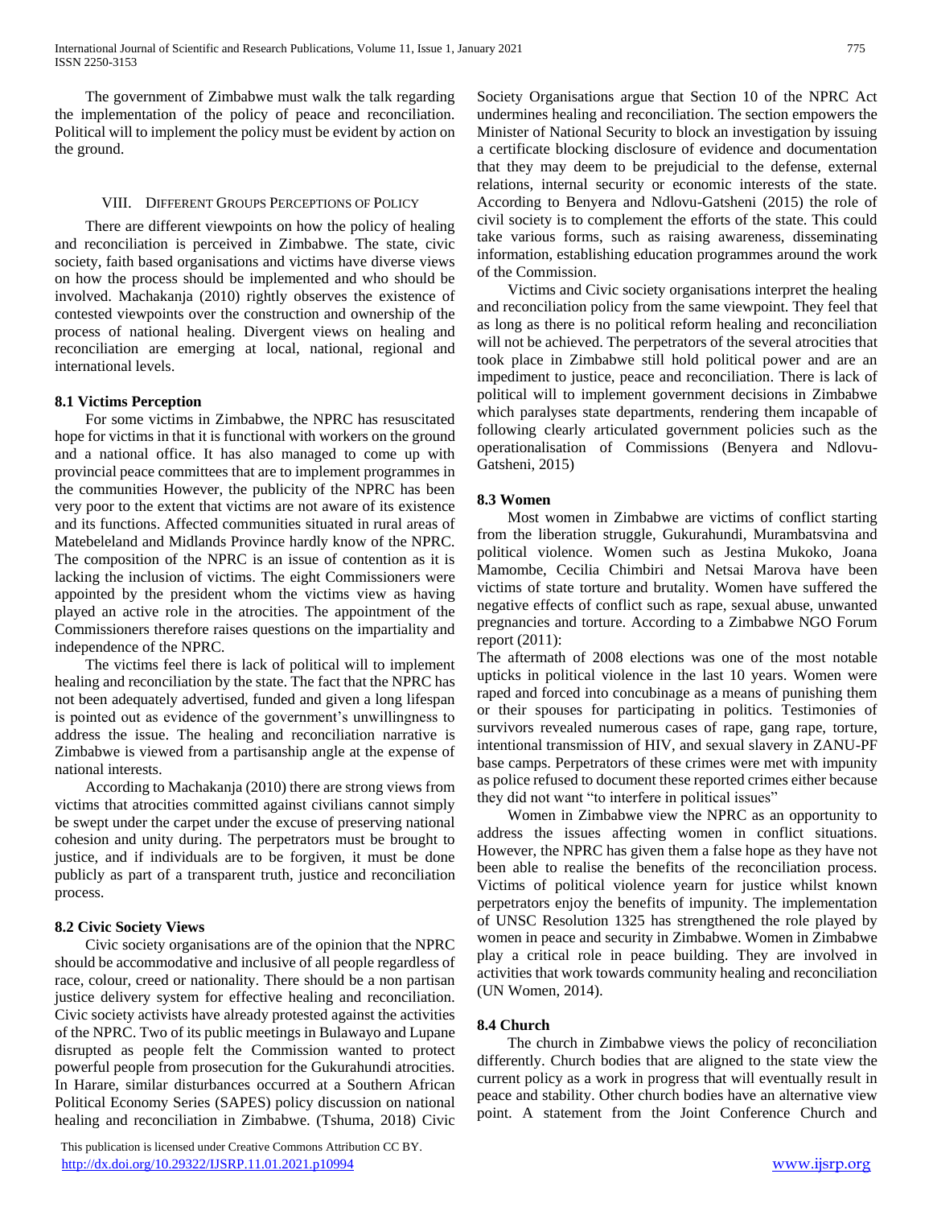The government of Zimbabwe must walk the talk regarding the implementation of the policy of peace and reconciliation. Political will to implement the policy must be evident by action on the ground.

## VIII. Different Groups Perceptions of Policy

There are different viewpoints on how the policy of healing and reconciliation is perceived in Zimbabwe. The state, civic society, faith based organisations and victims have diverse views on how the process should be implemented and who should be involved. Machakanja (2010) rightly observes the existence of contested viewpoints over the construction and ownership of the process of national healing. Divergent views on healing and reconciliation are emerging at local, national, regional and international levels.

### 8.1 Victims Perception

For some victims in Zimbabwe, the NPRC has resuscitated hope for victims in that it is functional with workers on the ground and a national office. It has also managed to come up with provincial peace committees that are to implement programmes in the communities However, the publicity of the NPRC has been very poor to the extent that victims are not aware of its existence and its functions. Affected communities situated in rural areas of Matebeleland and Midlands Province hardly know of the NPRC. The composition of the NPRC is an issue of contention as it is lacking the inclusion of victims. The eight Commissioners were appointed by the president whom the victims view as having played an active role in the atrocities. The appointment of the Commissioners therefore raises questions on the impartiality and independence of the NPRC.

The victims feel there is lack of political will to implement healing and reconciliation by the state. The fact that the NPRC has not been adequately advertised, funded and given a long lifespan is pointed out as evidence of the government's unwillingness to address the issue. The healing and reconciliation narrative is Zimbabwe is viewed from a partisanship angle at the expense of national interests.

According to Machakanja (2010) there are strong views from victims that atrocities committed against civilians cannot simply be swept under the carpet under the excuse of preserving national cohesion and unity during. The perpetrators must be brought to justice, and if individuals are to be forgiven, it must be done publicly as part of a transparent truth, justice and reconciliation process.

### 8.2 Civic Society Views

Civic society organisations are of the opinion that the NPRC should be accommodative and inclusive of all people regardless of race, colour, creed or nationality. There should be a non partisan justice delivery system for effective healing and reconciliation. Civic society activists have already protested against the activities of the NPRC. Two of its public meetings in Bulawayo and Lupane disrupted as people felt the Commission wanted to protect powerful people from prosecution for the Gukurahundi atrocities. In Harare, similar disturbances occurred at a Southern African Political Economy Series (SAPES) policy discussion on national healing and reconciliation in Zimbabwe. (Tshuma, 2018) Civic Society Organisations argue that Section 10 of the NPRC Act undermines healing and reconciliation. The section empowers the Minister of National Security to block an investigation by issuing a certificate blocking disclosure of evidence and documentation that they may deem to be prejudicial to the defense, external relations, internal security or economic interests of the state. According to Benyera and Ndlovu-Gatsheni (2015) the role of civil society is to complement the efforts of the state. This could take various forms, such as raising awareness, disseminating information, establishing education programmes around the work of the Commission.

Victims and Civic society organisations interpret the healing and reconciliation policy from the same viewpoint. They feel that as long as there is no political reform healing and reconciliation will not be achieved. The perpetrators of the several atrocities that took place in Zimbabwe still hold political power and are an impediment to justice, peace and reconciliation. There is lack of political will to implement government decisions in Zimbabwe which paralyses state departments, rendering them incapable of following clearly articulated government policies such as the operationalisation of Commissions (Benyera and Ndlovu-Gatsheni, 2015)

### 8.3 Women

Most women in Zimbabwe are victims of conflict starting from the liberation struggle, Gukurahundi, Murambatsvina and political violence. Women such as Jestina Mukoko, Joana Mamombe, Cecilia Chimbiri and Netsai Marova have been victims of state torture and brutality. Women have suffered the negative effects of conflict such as rape, sexual abuse, unwanted pregnancies and torture. According to a Zimbabwe NGO Forum report (2011):

The aftermath of 2008 elections was one of the most notable upticks in political violence in the last 10 years. Women were raped and forced into concubinage as a means of punishing them or their spouses for participating in politics. Testimonies of survivors revealed numerous cases of rape, gang rape, torture, intentional transmission of HIV, and sexual slavery in ZANU-PF base camps. Perpetrators of these crimes were met with impunity as police refused to document these reported crimes either because they did not want "to interfere in political issues"

Women in Zimbabwe view the NPRC as an opportunity to address the issues affecting women in conflict situations. However, the NPRC has given them a false hope as they have not been able to realise the benefits of the reconciliation process. Victims of political violence yearn for justice whilst known perpetrators enjoy the benefits of impunity. The implementation of UNSC Resolution 1325 has strengthened the role played by women in peace and security in Zimbabwe. Women in Zimbabwe play a critical role in peace building. They are involved in activities that work towards community healing and reconciliation (UN Women, 2014).

### 8.4 Church

The church in Zimbabwe views the policy of reconciliation differently. Church bodies that are aligned to the state view the current policy as a work in progress that will eventually result in peace and stability. Other church bodies have an alternative view point. A statement from the Joint Conference Church and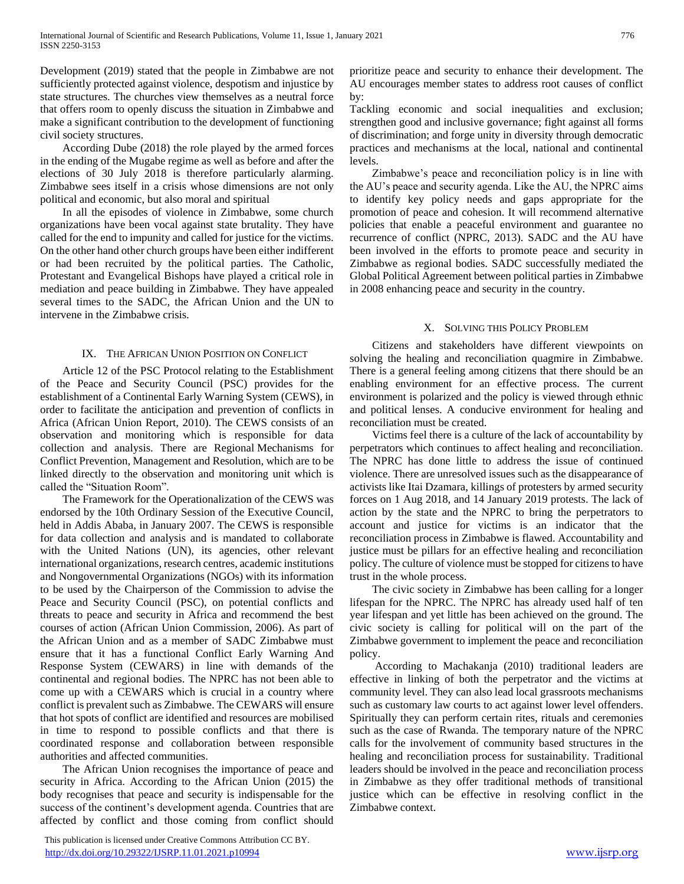Development (2019) stated that the people in Zimbabwe are not sufficiently protected against violence, despotism and injustice by state structures. The churches view themselves as a neutral force that offers room to openly discuss the situation in Zimbabwe and make a significant contribution to the development of functioning civil society structures.

According Dube (2018) the role played by the armed forces in the ending of the Mugabe regime as well as before and after the elections of 30 July 2018 is therefore particularly alarming. Zimbabwe sees itself in a crisis whose dimensions are not only political and economic, but also moral and spiritual

In all the episodes of violence in Zimbabwe, some church organizations have been vocal against state brutality. They have called for the end to impunity and called for justice for the victims. On the other hand other church groups have been either indifferent or had been recruited by the political parties. The Catholic, Protestant and Evangelical Bishops have played a critical role in mediation and peace building in Zimbabwe. They have appealed several times to the SADC, the African Union and the UN to intervene in the Zimbabwe crisis.

## IX. The African Union Position on Conflict

Article 12 of the PSC Protocol relating to the Establishment of the Peace and Security Council (PSC) provides for the establishment of a Continental Early Warning System (CEWS), in order to facilitate the anticipation and prevention of conflicts in Africa (African Union Report, 2010). The CEWS consists of an observation and monitoring which is responsible for data collection and analysis. There are Regional Mechanisms for Conflict Prevention, Management and Resolution, which are to be linked directly to the observation and monitoring unit which is called the "Situation Room".

The Framework for the Operationalization of the CEWS was endorsed by the 10th Ordinary Session of the Executive Council, held in Addis Ababa, in January 2007. The CEWS is responsible for data collection and analysis and is mandated to collaborate with the United Nations (UN), its agencies, other relevant international organizations, research centres, academic institutions and Nongovernmental Organizations (NGOs) with its information to be used by the Chairperson of the Commission to advise the Peace and Security Council (PSC), on potential conflicts and threats to peace and security in Africa and recommend the best courses of action (African Union Commission, 2006). As part of the African Union and as a member of SADC Zimbabwe must ensure that it has a functional Conflict Early Warning And Response System (CEWARS) in line with demands of the continental and regional bodies. The NPRC has not been able to come up with a CEWARS which is crucial in a country where conflict is prevalent such as Zimbabwe. The CEWARS will ensure that hot spots of conflict are identified and resources are mobilised in time to respond to possible conflicts and that there is coordinated response and collaboration between responsible authorities and affected communities.

The African Union recognises the importance of peace and security in Africa. According to the African Union (2015) the body recognises that peace and security is indispensable for the success of the continent's development agenda. Countries that are affected by conflict and those coming from conflict should prioritize peace and security to enhance their development. The AU encourages member states to address root causes of conflict by:

Tackling economic and social inequalities and exclusion; strengthen good and inclusive governance; fight against all forms of discrimination; and forge unity in diversity through democratic practices and mechanisms at the local, national and continental levels.

Zimbabwe's peace and reconciliation policy is in line with the AU's peace and security agenda. Like the AU, the NPRC aims to identify key policy needs and gaps appropriate for the promotion of peace and cohesion. It will recommend alternative policies that enable a peaceful environment and guarantee no recurrence of conflict (NPRC, 2013). SADC and the AU have been involved in the efforts to promote peace and security in Zimbabwe as regional bodies. SADC successfully mediated the Global Political Agreement between political parties in Zimbabwe in 2008 enhancing peace and security in the country.

## X. Solving this Policy Problem

Citizens and stakeholders have different viewpoints on solving the healing and reconciliation quagmire in Zimbabwe. There is a general feeling among citizens that there should be an enabling environment for an effective process. The current environment is polarized and the policy is viewed through ethnic and political lenses. A conducive environment for healing and reconciliation must be created.

Victims feel there is a culture of the lack of accountability by perpetrators which continues to affect healing and reconciliation. The NPRC has done little to address the issue of continued violence. There are unresolved issues such as the disappearance of activists like Itai Dzamara, killings of protesters by armed security forces on 1 Aug 2018, and 14 January 2019 protests. The lack of action by the state and the NPRC to bring the perpetrators to account and justice for victims is an indicator that the reconciliation process in Zimbabwe is flawed. Accountability and justice must be pillars for an effective healing and reconciliation policy. The culture of violence must be stopped for citizens to have trust in the whole process.

The civic society in Zimbabwe has been calling for a longer lifespan for the NPRC. The NPRC has already used half of ten year lifespan and yet little has been achieved on the ground. The civic society is calling for political will on the part of the Zimbabwe government to implement the peace and reconciliation policy.

According to Machakanja (2010) traditional leaders are effective in linking of both the perpetrator and the victims at community level. They can also lead local grassroots mechanisms such as customary law courts to act against lower level offenders. Spiritually they can perform certain rites, rituals and ceremonies such as the case of Rwanda. The temporary nature of the NPRC calls for the involvement of community based structures in the healing and reconciliation process for sustainability. Traditional leaders should be involved in the peace and reconciliation process in Zimbabwe as they offer traditional methods of transitional justice which can be effective in resolving conflict in the Zimbabwe context.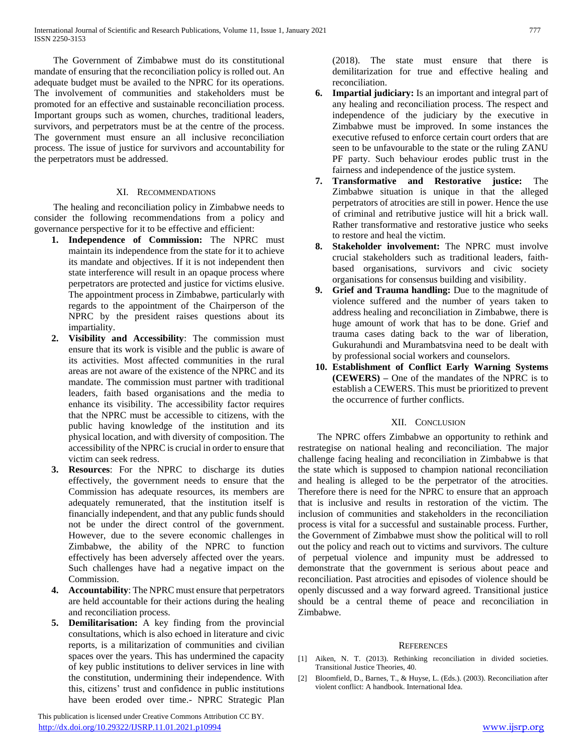The Government of Zimbabwe must do its constitutional mandate of ensuring that the reconciliation policy is rolled out. An adequate budget must be availed to the NPRC for its operations. The involvement of communities and stakeholders must be promoted for an effective and sustainable reconciliation process. Important groups such as women, churches, traditional leaders, survivors, and perpetrators must be at the centre of the process. The government must ensure an all inclusive reconciliation process. The issue of justice for survivors and accountability for the perpetrators must be addressed.

## XI. Recommendations

The healing and reconciliation policy in Zimbabwe needs to consider the following recommendations from a policy and governance perspective for it to be effective and efficient:

1. **Independence of Commission:** The NPRC must maintain its independence from the state for it to achieve its mandate and objectives. If it is not independent then state interference will result in an opaque process where perpetrators are protected and justice for victims elusive. The appointment process in Zimbabwe, particularly with regards to the appointment of the Chairperson of the NPRC by the president raises questions about its impartiality.
2. **Visibility and Accessibility**: The commission must ensure that its work is visible and the public is aware of its activities. Most affected communities in the rural areas are not aware of the existence of the NPRC and its mandate. The commission must partner with traditional leaders, faith based organisations and the media to enhance its visibility. The accessibility factor requires that the NPRC must be accessible to citizens, with the public having knowledge of the institution and its physical location, and with diversity of composition. The accessibility of the NPRC is crucial in order to ensure that victim can seek redress.
3. **Resources**: For the NPRC to discharge its duties effectively, the government needs to ensure that the Commission has adequate resources, its members are adequately remunerated, that the institution itself is financially independent, and that any public funds should not be under the direct control of the government. However, due to the severe economic challenges in Zimbabwe, the ability of the NPRC to function effectively has been adversely affected over the years. Such challenges have had a negative impact on the Commission.
4. **Accountability**: The NPRC must ensure that perpetrators are held accountable for their actions during the healing and reconciliation process.
5. **Demilitarisation:** A key finding from the provincial consultations, which is also echoed in literature and civic reports, is a militarization of communities and civilian spaces over the years. This has undermined the capacity of key public institutions to deliver services in line with the constitution, undermining their independence. With this, citizens' trust and confidence in public institutions have been eroded over time.- NPRC Strategic Plan (2018). The state must ensure that there is demilitarization for true and effective healing and reconciliation.
6. **Impartial judiciary:** Is an important and integral part of any healing and reconciliation process. The respect and independence of the judiciary by the executive in Zimbabwe must be improved. In some instances the executive refused to enforce certain court orders that are seen to be unfavourable to the state or the ruling ZANU PF party. Such behaviour erodes public trust in the fairness and independence of the justice system.
7. **Transformative and Restorative justice:** The Zimbabwe situation is unique in that the alleged perpetrators of atrocities are still in power. Hence the use of criminal and retributive justice will hit a brick wall. Rather transformative and restorative justice who seeks to restore and heal the victim.
8. **Stakeholder involvement:** The NPRC must involve crucial stakeholders such as traditional leaders, faith-based organisations, survivors and civic society organisations for consensus building and visibility.
9. **Grief and Trauma handling:** Due to the magnitude of violence suffered and the number of years taken to address healing and reconciliation in Zimbabwe, there is huge amount of work that has to be done. Grief and trauma cases dating back to the war of liberation, Gukurahundi and Murambatsvina need to be dealt with by professional social workers and counselors.
10. **Establishment of Conflict Early Warning Systems (CEWERS)** – One of the mandates of the NPRC is to establish a CEWERS. This must be prioritized to prevent the occurrence of further conflicts.

## XII. Conclusion

The NPRC offers Zimbabwe an opportunity to rethink and restrategise on national healing and reconciliation. The major challenge facing healing and reconciliation in Zimbabwe is that the state which is supposed to champion national reconciliation and healing is alleged to be the perpetrator of the atrocities. Therefore there is need for the NPRC to ensure that an approach that is inclusive and results in restoration of the victim. The inclusion of communities and stakeholders in the reconciliation process is vital for a successful and sustainable process. Further, the Government of Zimbabwe must show the political will to roll out the policy and reach out to victims and survivors. The culture of perpetual violence and impunity must be addressed to demonstrate that the government is serious about peace and reconciliation. Past atrocities and episodes of violence should be openly discussed and a way forward agreed. Transitional justice should be a central theme of peace and reconciliation in Zimbabwe.

## References

[1] Aiken, N. T. (2013). Rethinking reconciliation in divided societies. Transitional Justice Theories, 40.

[2] Bloomfield, D., Barnes, T., & Huyse, L. (Eds.). (2003). Reconciliation after violent conflict: A handbook. International Idea.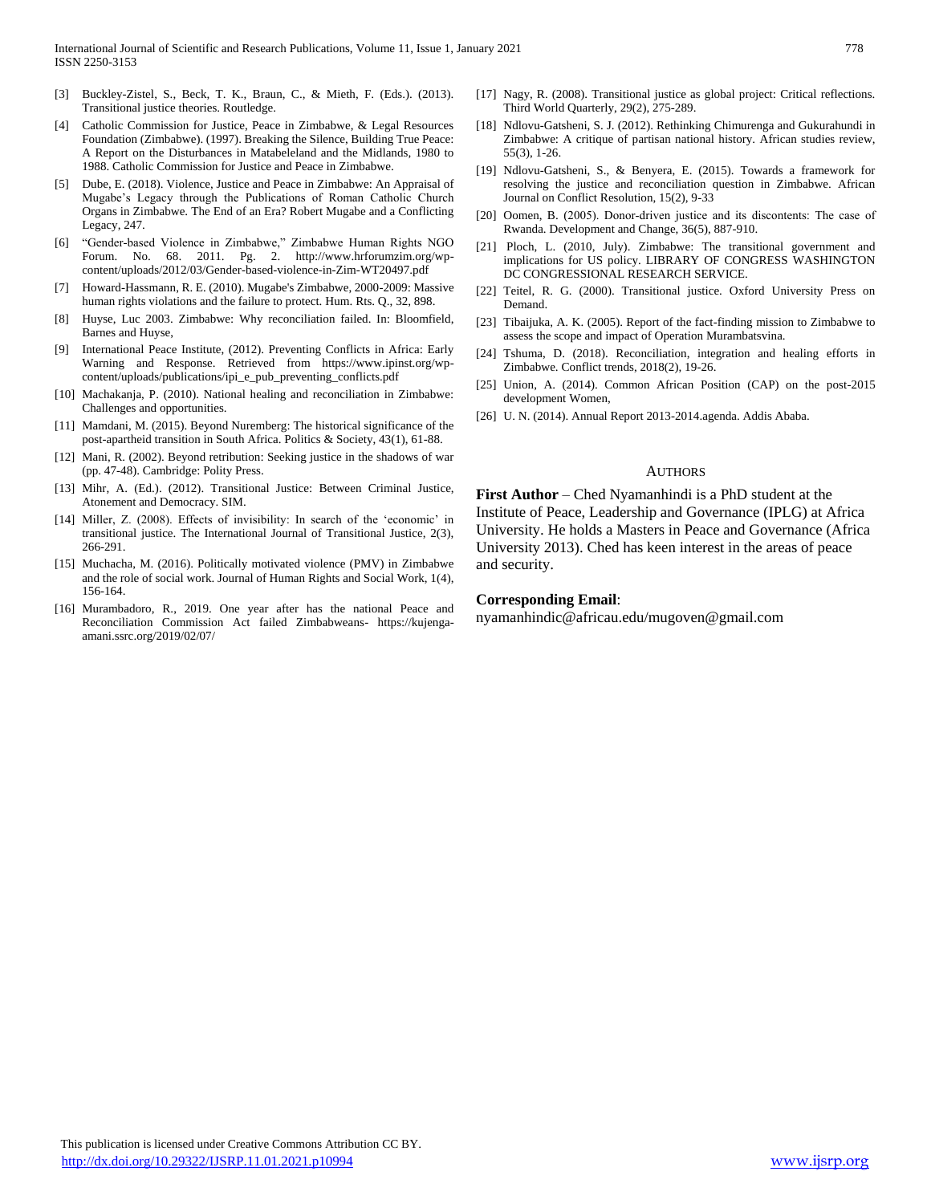[3] Buckley-Zistel, S., Beck, T. K., Braun, C., & Mieth, F. (Eds.). (2013). Transitional justice theories. Routledge.

[4] Catholic Commission for Justice, Peace in Zimbabwe, & Legal Resources Foundation (Zimbabwe). (1997). Breaking the Silence, Building True Peace: A Report on the Disturbances in Matabeleland and the Midlands, 1980 to 1988. Catholic Commission for Justice and Peace in Zimbabwe.

[5] Dube, E. (2018). Violence, Justice and Peace in Zimbabwe: An Appraisal of Mugabe's Legacy through the Publications of Roman Catholic Church Organs in Zimbabwe. The End of an Era? Robert Mugabe and a Conflicting Legacy, 247.

[6] "Gender-based Violence in Zimbabwe," Zimbabwe Human Rights NGO Forum. No. 68. 2011. Pg. 2. http://www.hrforumzim.org/wp-content/uploads/2012/03/Gender-based-violence-in-Zim-WT20497.pdf

[7] Howard-Hassmann, R. E. (2010). Mugabe's Zimbabwe, 2000-2009: Massive human rights violations and the failure to protect. Hum. Rts. Q., 32, 898.

[8] Huyse, Luc 2003. Zimbabwe: Why reconciliation failed. In: Bloomfield, Barnes and Huyse,

[9] International Peace Institute, (2012). Preventing Conflicts in Africa: Early Warning and Response. Retrieved from https://www.ipinst.org/wp-content/uploads/publications/ipi_e_pub_preventing_conflicts.pdf

[10] Machakanja, P. (2010). National healing and reconciliation in Zimbabwe: Challenges and opportunities.

[11] Mamdani, M. (2015). Beyond Nuremberg: The historical significance of the post-apartheid transition in South Africa. Politics & Society, 43(1), 61-88.

[12] Mani, R. (2002). Beyond retribution: Seeking justice in the shadows of war (pp. 47-48). Cambridge: Polity Press.

[13] Mihr, A. (Ed.). (2012). Transitional Justice: Between Criminal Justice, Atonement and Democracy. SIM.

[14] Miller, Z. (2008). Effects of invisibility: In search of the 'economic' in transitional justice. The International Journal of Transitional Justice, 2(3), 266-291.

[15] Muchacha, M. (2016). Politically motivated violence (PMV) in Zimbabwe and the role of social work. Journal of Human Rights and Social Work, 1(4), 156-164.

[16] Murambadoro, R., 2019. One year after has the national Peace and Reconciliation Commission Act failed Zimbabweans- https://kujenga-amani.ssrc.org/2019/02/07/

[17] Nagy, R. (2008). Transitional justice as global project: Critical reflections. Third World Quarterly, 29(2), 275-289.

[18] Ndlovu-Gatsheni, S. J. (2012). Rethinking Chimurenga and Gukurahundi in Zimbabwe: A critique of partisan national history. African studies review, 55(3), 1-26.

[19] Ndlovu-Gatsheni, S., & Benyera, E. (2015). Towards a framework for resolving the justice and reconciliation question in Zimbabwe. African Journal on Conflict Resolution, 15(2), 9-33

[20] Oomen, B. (2005). Donor-driven justice and its discontents: The case of Rwanda. Development and Change, 36(5), 887-910.

[21] Ploch, L. (2010, July). Zimbabwe: The transitional government and implications for US policy. LIBRARY OF CONGRESS WASHINGTON DC CONGRESSIONAL RESEARCH SERVICE.

[22] Teitel, R. G. (2000). Transitional justice. Oxford University Press on Demand.

[23] Tibaijuka, A. K. (2005). Report of the fact-finding mission to Zimbabwe to assess the scope and impact of Operation Murambatsvina.

[24] Tshuma, D. (2018). Reconciliation, integration and healing efforts in Zimbabwe. Conflict trends, 2018(2), 19-26.

[25] Union, A. (2014). Common African Position (CAP) on the post-2015 development Women,

[26] U. N. (2014). Annual Report 2013-2014.agenda. Addis Ababa.

## AUTHORS

**First Author** – Ched Nyamanhindi is a PhD student at the Institute of Peace, Leadership and Governance (IPLG) at Africa University. He holds a Masters in Peace and Governance (Africa University 2013). Ched has keen interest in the areas of peace and security.

**Corresponding Email**: nyamanhindic@africau.edu/mugoven@gmail.com